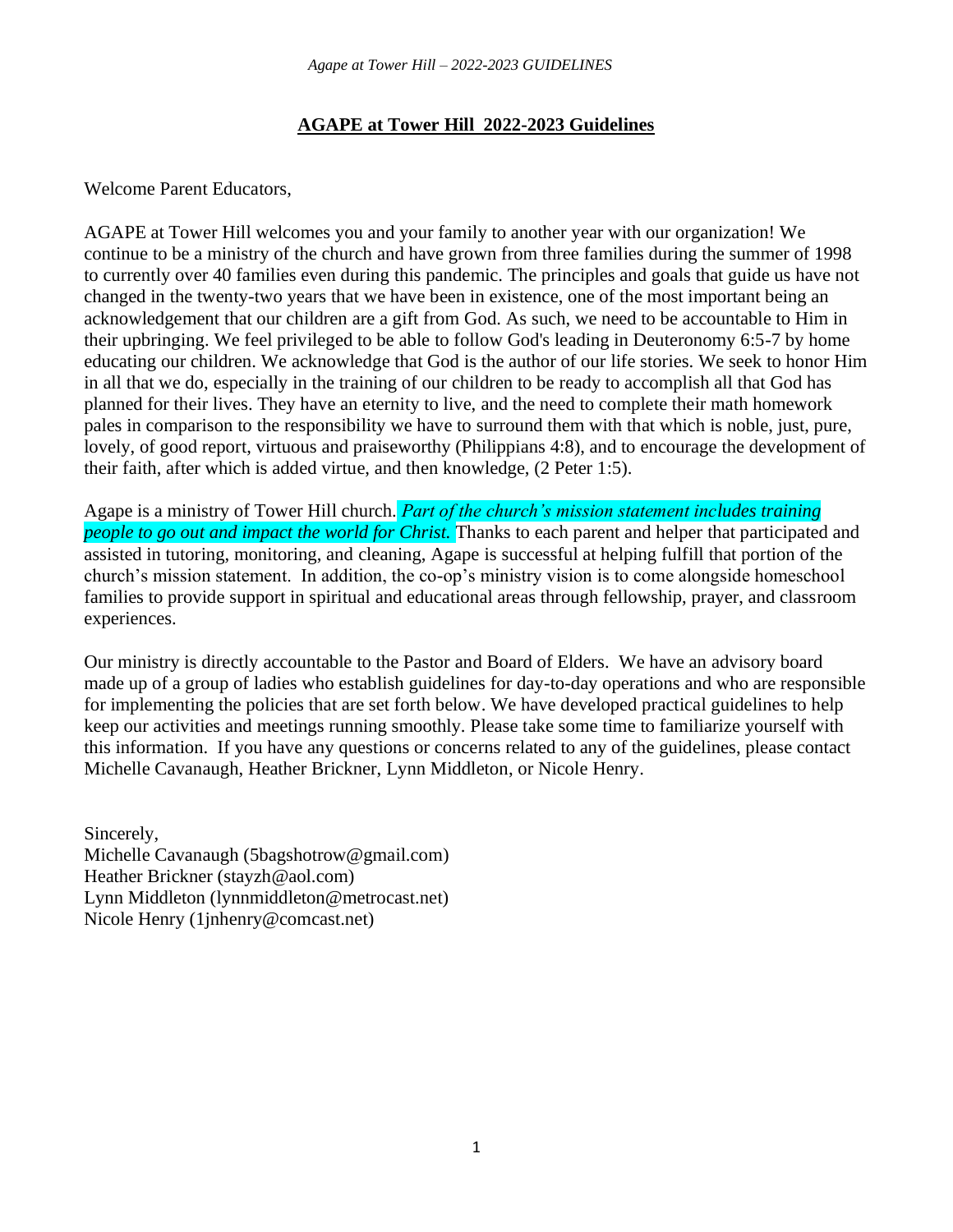# AGAPE at Tower Hill 2022-2023 Guidelines

Welcome Parent Educators,

AGAPE at Tower Hill welcomes you and your family to another year with our organization! We continue to be a ministry of the church and have grown from three families during the summer of 1998 to currently over 40 families even during this pandemic. The principles and goals that guide us have not changed in the twenty-two years that we have been in existence, one of the most important being an acknowledgement that our children are a gift from God. As such, we need to be accountable to Him in their upbringing. We feel privileged to be able to follow God's leading in Deuteronomy 6:5-7 by home educating our children. We acknowledge that God is the author of our life stories. We seek to honor Him in all that we do, especially in the training of our children to be ready to accomplish all that God has planned for their lives. They have an eternity to live, and the need to complete their math homework pales in comparison to the responsibility we have to surround them with that which is noble, just, pure, lovely, of good report, virtuous and praiseworthy (Philippians 4:8), and to encourage the development of their faith, after which is added virtue, and then knowledge, (2 Peter 1:5).

Agape is a ministry of Tower Hill church. *Part of the church's mission statement includes training people to go out and impact the world for Christ.* Thanks to each parent and helper that participated and assisted in tutoring, monitoring, and cleaning, Agape is successful at helping fulfill that portion of the church's mission statement. In addition, the co-op's ministry vision is to come alongside homeschool families to provide support in spiritual and educational areas through fellowship, prayer, and classroom experiences.

Our ministry is directly accountable to the Pastor and Board of Elders. We have an advisory board made up of a group of ladies who establish guidelines for day-to-day operations and who are responsible for implementing the policies that are set forth below. We have developed practical guidelines to help keep our activities and meetings running smoothly. Please take some time to familiarize yourself with this information. If you have any questions or concerns related to any of the guidelines, please contact Michelle Cavanaugh, Heather Brickner, Lynn Middleton, or Nicole Henry.

Sincerely,
Michelle Cavanaugh (5bagshotrow@gmail.com)
Heather Brickner (stayzh@aol.com)
Lynn Middleton (lynnmiddleton@metrocast.net)
Nicole Henry (1jnhenry@comcast.net)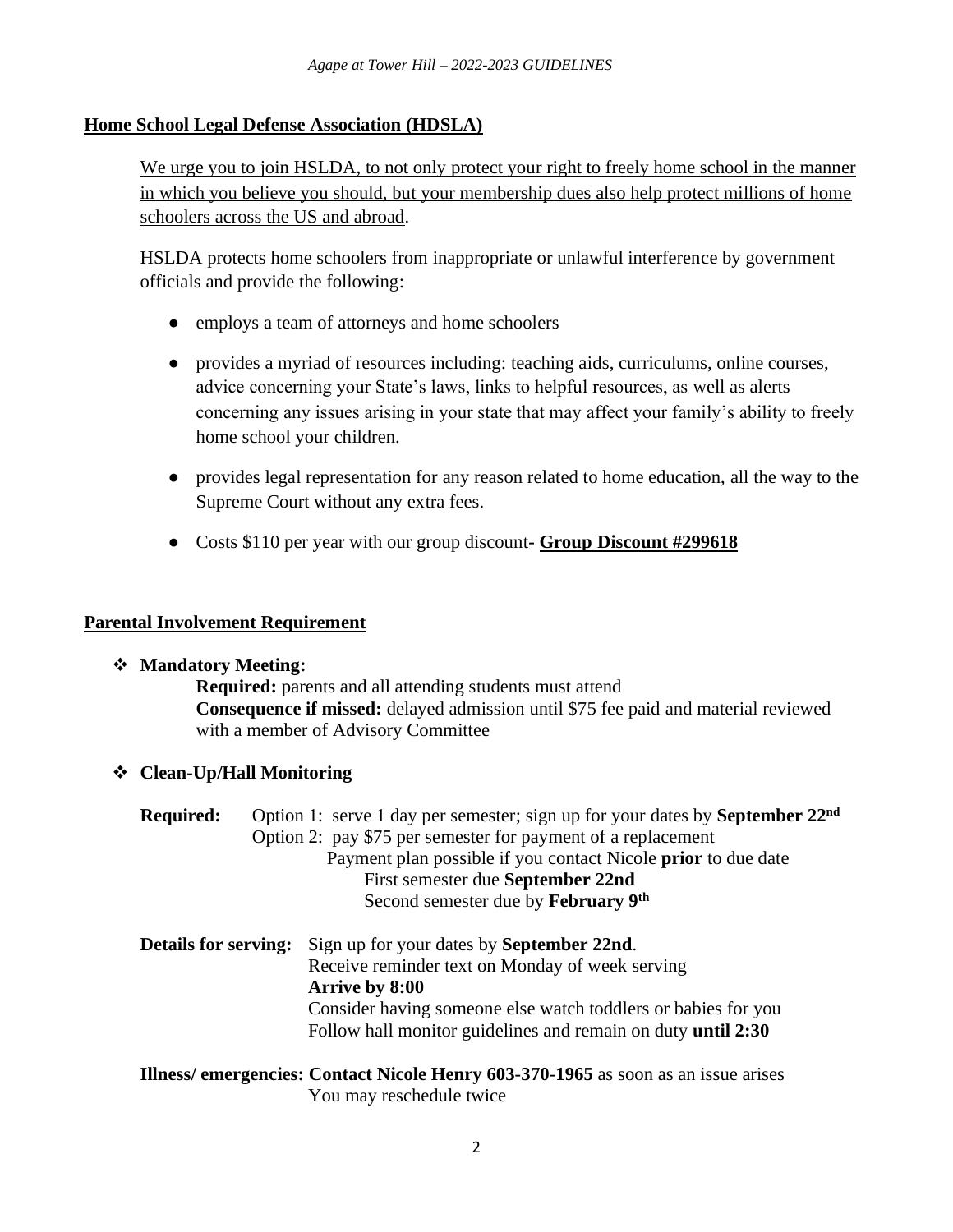## Home School Legal Defense Association (HDSLA)

We urge you to join HSLDA, to not only protect your right to freely home school in the manner in which you believe you should, but your membership dues also help protect millions of home schoolers across the US and abroad.

HSLDA protects home schoolers from inappropriate or unlawful interference by government officials and provide the following:

- employs a team of attorneys and home schoolers
- provides a myriad of resources including: teaching aids, curriculums, online courses, advice concerning your State's laws, links to helpful resources, as well as alerts concerning any issues arising in your state that may affect your family's ability to freely home school your children.
- provides legal representation for any reason related to home education, all the way to the Supreme Court without any extra fees.
- Costs $110 per year with our group discount- **Group Discount #299618**

## Parental Involvement Requirement

- **Mandatory Meeting:**

  **Required:** parents and all attending students must attend
  **Consequence if missed:** delayed admission until $75 fee paid and material reviewed with a member of Advisory Committee

- **Clean-Up/Hall Monitoring**

  **Required:** Option 1: serve 1 day per semester; sign up for your dates by **September 22nd**
  Option 2: pay $75 per semester for payment of a replacement
  Payment plan possible if you contact Nicole **prior** to due date
  First semester due **September 22nd**
  Second semester due by **February 9th**

  **Details for serving:** Sign up for your dates by **September 22nd**.
  Receive reminder text on Monday of week serving
  **Arrive by 8:00**
  Consider having someone else watch toddlers or babies for you
  Follow hall monitor guidelines and remain on duty **until 2:30**

  **Illness/ emergencies: Contact Nicole Henry 603-370-1965** as soon as an issue arises
  You may reschedule twice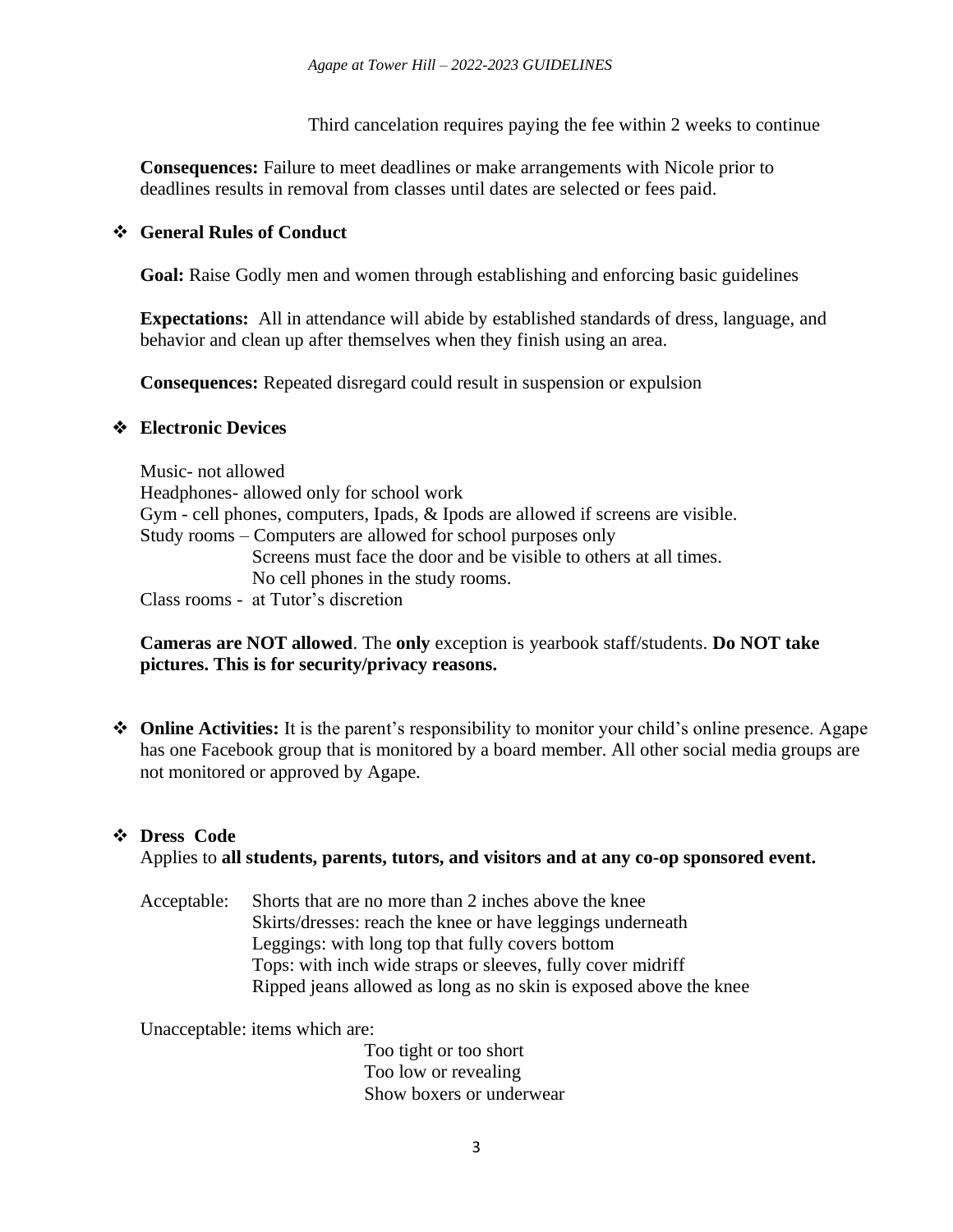Third cancelation requires paying the fee within 2 weeks to continue

**Consequences:** Failure to meet deadlines or make arrangements with Nicole prior to deadlines results in removal from classes until dates are selected or fees paid.

## ❖ General Rules of Conduct

**Goal:** Raise Godly men and women through establishing and enforcing basic guidelines

**Expectations:** All in attendance will abide by established standards of dress, language, and behavior and clean up after themselves when they finish using an area.

**Consequences:** Repeated disregard could result in suspension or expulsion

## ❖ Electronic Devices

Music- not allowed
Headphones- allowed only for school work
Gym - cell phones, computers, Ipads, & Ipods are allowed if screens are visible.
Study rooms – Computers are allowed for school purposes only
Screens must face the door and be visible to others at all times.
No cell phones in the study rooms.
Class rooms - at Tutor's discretion

**Cameras are NOT allowed**. The **only** exception is yearbook staff/students. **Do NOT take pictures. This is for security/privacy reasons.**

❖ **Online Activities:** It is the parent's responsibility to monitor your child's online presence. Agape has one Facebook group that is monitored by a board member. All other social media groups are not monitored or approved by Agape.

## ❖ Dress Code

Applies to **all students, parents, tutors, and visitors and at any co-op sponsored event.**

Acceptable:
- Shorts that are no more than 2 inches above the knee
- Skirts/dresses: reach the knee or have leggings underneath
- Leggings: with long top that fully covers bottom
- Tops: with inch wide straps or sleeves, fully cover midriff
- Ripped jeans allowed as long as no skin is exposed above the knee

Unacceptable: items which are:
- Too tight or too short
- Too low or revealing
- Show boxers or underwear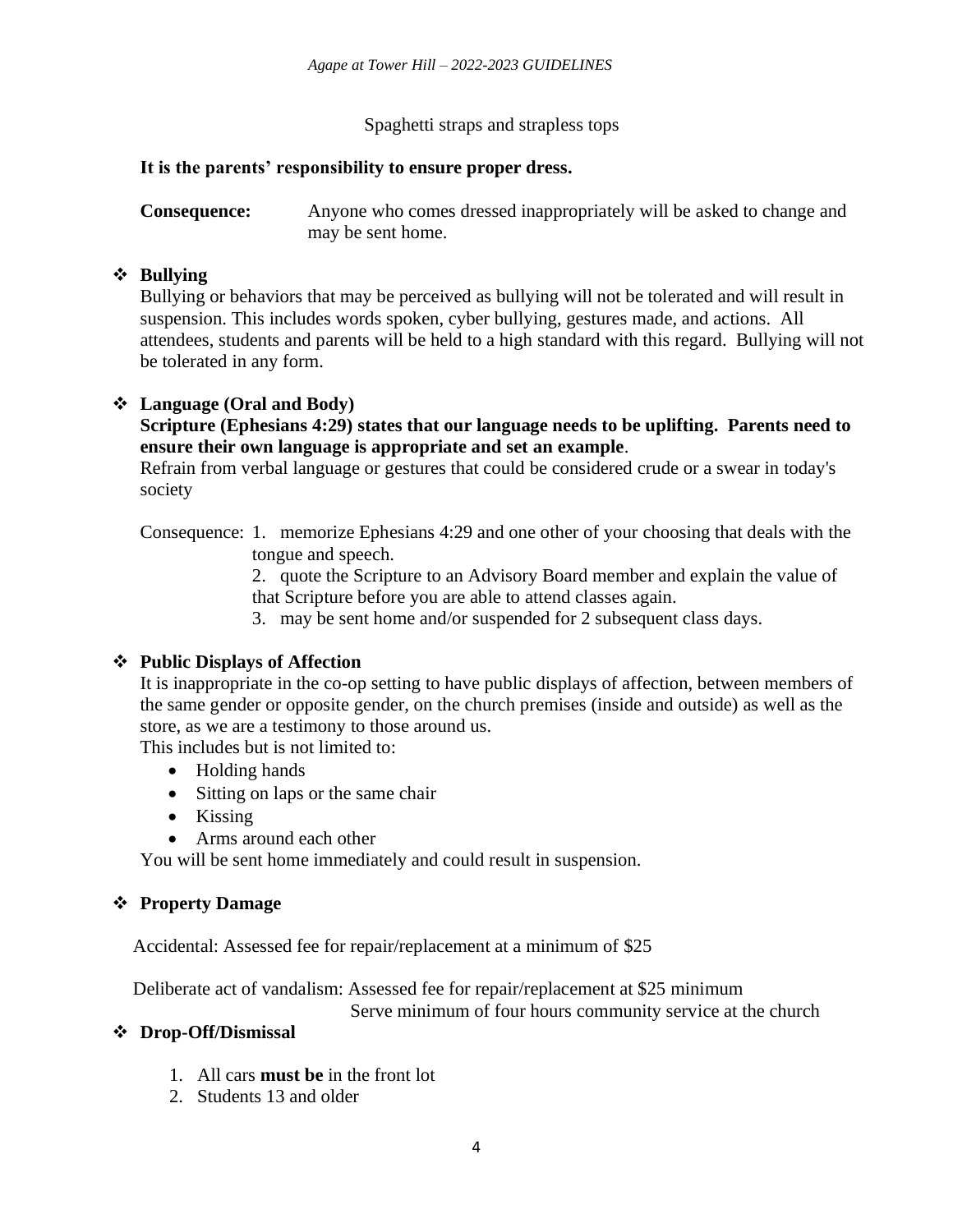Spaghetti straps and strapless tops

**It is the parents' responsibility to ensure proper dress.**

**Consequence:** Anyone who comes dressed inappropriately will be asked to change and may be sent home.

- **Bullying**

  Bullying or behaviors that may be perceived as bullying will not be tolerated and will result in suspension. This includes words spoken, cyber bullying, gestures made, and actions. All attendees, students and parents will be held to a high standard with this regard. Bullying will not be tolerated in any form.

- **Language (Oral and Body)**

  **Scripture (Ephesians 4:29) states that our language needs to be uplifting. Parents need to ensure their own language is appropriate and set an example**.

  Refrain from verbal language or gestures that could be considered crude or a swear in today's society

  Consequence:
  1. memorize Ephesians 4:29 and one other of your choosing that deals with the tongue and speech.
  2. quote the Scripture to an Advisory Board member and explain the value of that Scripture before you are able to attend classes again.
  3. may be sent home and/or suspended for 2 subsequent class days.

- **Public Displays of Affection**

  It is inappropriate in the co-op setting to have public displays of affection, between members of the same gender or opposite gender, on the church premises (inside and outside) as well as the store, as we are a testimony to those around us.

  This includes but is not limited to:
  - Holding hands
  - Sitting on laps or the same chair
  - Kissing
  - Arms around each other

  You will be sent home immediately and could result in suspension.

- **Property Damage**

  Accidental: Assessed fee for repair/replacement at a minimum of $25

  Deliberate act of vandalism: Assessed fee for repair/replacement at $25 minimum
  Serve minimum of four hours community service at the church

- **Drop-Off/Dismissal**

  1. All cars **must be** in the front lot
  2. Students 13 and older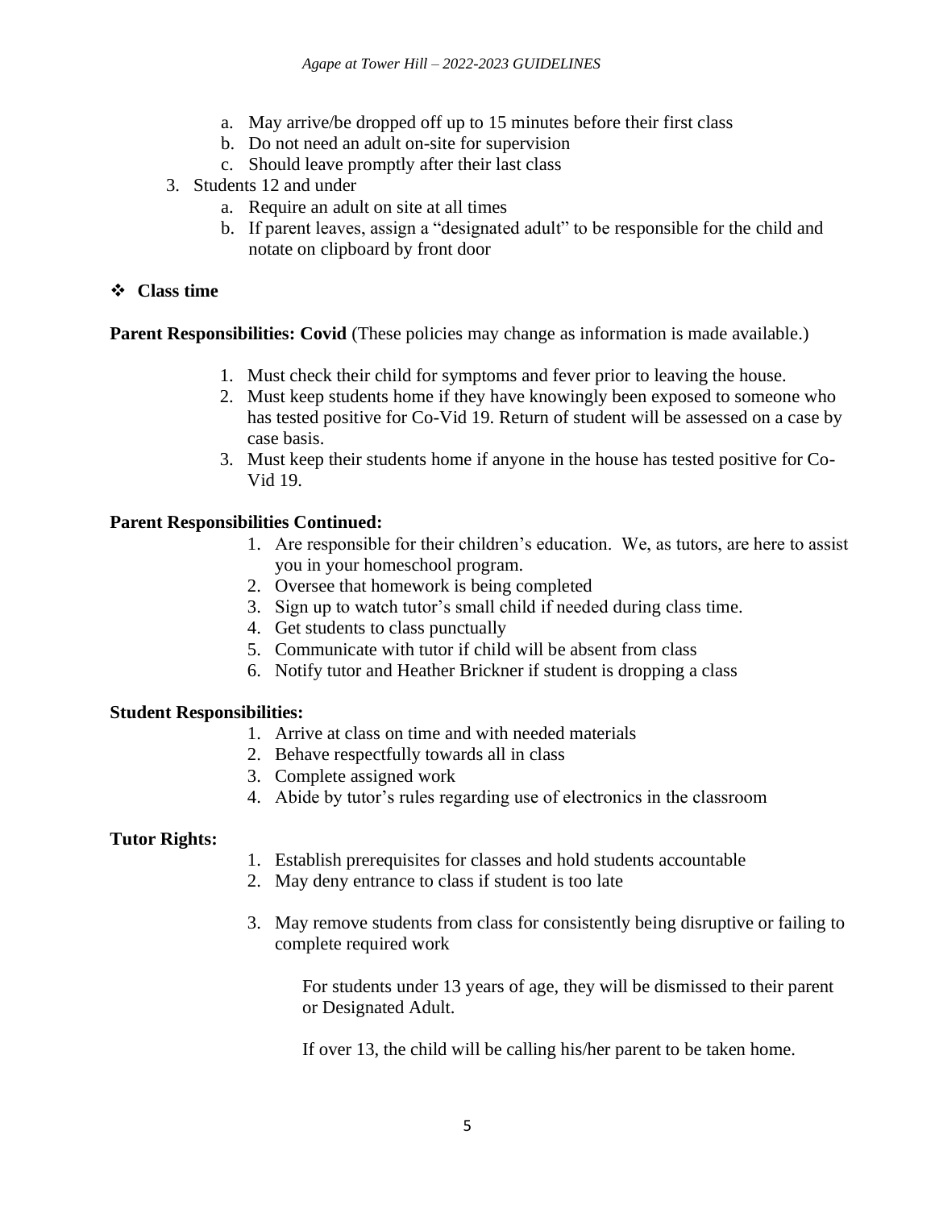a. May arrive/be dropped off up to 15 minutes before their first class
   b. Do not need an adult on-site for supervision
   c. Should leave promptly after their last class

3. Students 12 and under
   a. Require an adult on site at all times
   b. If parent leaves, assign a "designated adult" to be responsible for the child and notate on clipboard by front door

## ❖ Class time

**Parent Responsibilities: Covid** (These policies may change as information is made available.)

1. Must check their child for symptoms and fever prior to leaving the house.
2. Must keep students home if they have knowingly been exposed to someone who has tested positive for Co-Vid 19. Return of student will be assessed on a case by case basis.
3. Must keep their students home if anyone in the house has tested positive for Co-Vid 19.

**Parent Responsibilities Continued:**

1. Are responsible for their children's education. We, as tutors, are here to assist you in your homeschool program.
2. Oversee that homework is being completed
3. Sign up to watch tutor's small child if needed during class time.
4. Get students to class punctually
5. Communicate with tutor if child will be absent from class
6. Notify tutor and Heather Brickner if student is dropping a class

**Student Responsibilities:**

1. Arrive at class on time and with needed materials
2. Behave respectfully towards all in class
3. Complete assigned work
4. Abide by tutor's rules regarding use of electronics in the classroom

**Tutor Rights:**

1. Establish prerequisites for classes and hold students accountable
2. May deny entrance to class if student is too late
3. May remove students from class for consistently being disruptive or failing to complete required work

   For students under 13 years of age, they will be dismissed to their parent or Designated Adult.

   If over 13, the child will be calling his/her parent to be taken home.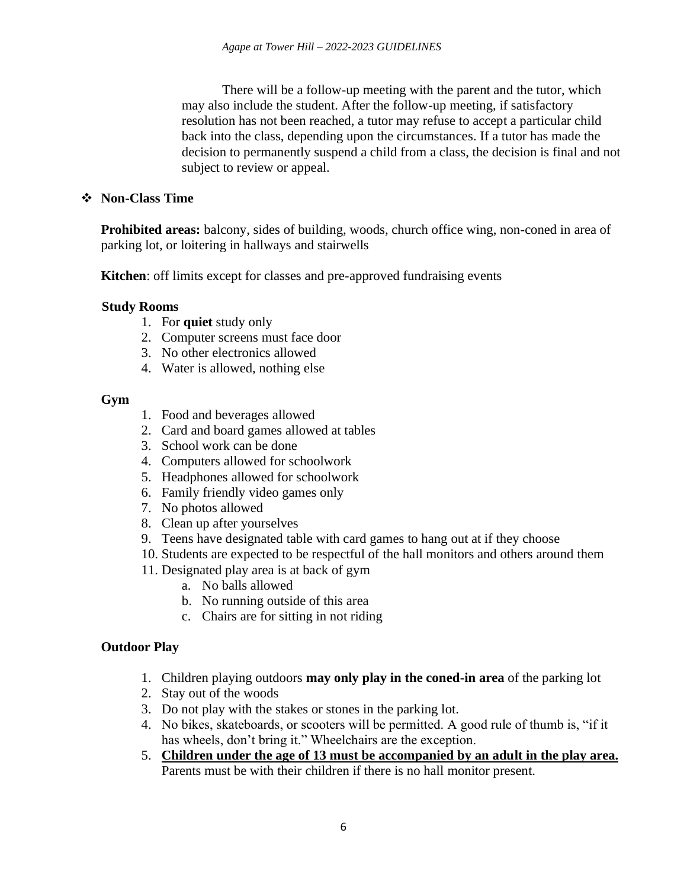There will be a follow-up meeting with the parent and the tutor, which may also include the student. After the follow-up meeting, if satisfactory resolution has not been reached, a tutor may refuse to accept a particular child back into the class, depending upon the circumstances. If a tutor has made the decision to permanently suspend a child from a class, the decision is final and not subject to review or appeal.

## ❖ Non-Class Time

**Prohibited areas:** balcony, sides of building, woods, church office wing, non-coned in area of parking lot, or loitering in hallways and stairwells

**Kitchen**: off limits except for classes and pre-approved fundraising events

### Study Rooms

1. For **quiet** study only
2. Computer screens must face door
3. No other electronics allowed
4. Water is allowed, nothing else

### Gym

1. Food and beverages allowed
2. Card and board games allowed at tables
3. School work can be done
4. Computers allowed for schoolwork
5. Headphones allowed for schoolwork
6. Family friendly video games only
7. No photos allowed
8. Clean up after yourselves
9. Teens have designated table with card games to hang out at if they choose
10. Students are expected to be respectful of the hall monitors and others around them
11. Designated play area is at back of gym
    a. No balls allowed
    b. No running outside of this area
    c. Chairs are for sitting in not riding

### Outdoor Play

1. Children playing outdoors **may only play in the coned-in area** of the parking lot
2. Stay out of the woods
3. Do not play with the stakes or stones in the parking lot.
4. No bikes, skateboards, or scooters will be permitted. A good rule of thumb is, "if it has wheels, don't bring it." Wheelchairs are the exception.
5. **Children under the age of 13 must be accompanied by an adult in the play area.** Parents must be with their children if there is no hall monitor present.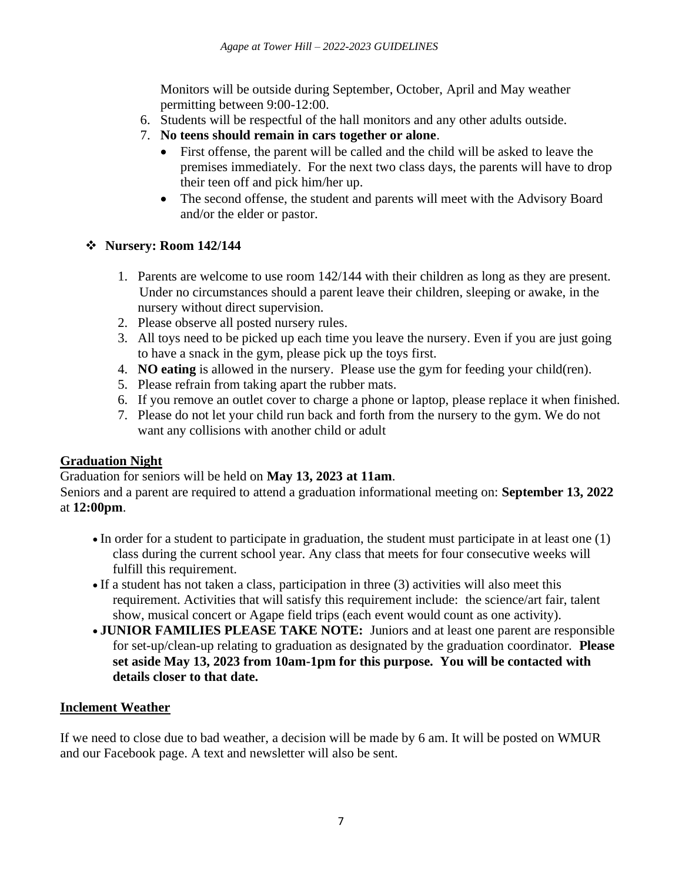Monitors will be outside during September, October, April and May weather permitting between 9:00-12:00.

6. Students will be respectful of the hall monitors and any other adults outside.
7. **No teens should remain in cars together or alone**.
   - First offense, the parent will be called and the child will be asked to leave the premises immediately. For the next two class days, the parents will have to drop their teen off and pick him/her up.
   - The second offense, the student and parents will meet with the Advisory Board and/or the elder or pastor.

- **Nursery: Room 142/144**

1. Parents are welcome to use room 142/144 with their children as long as they are present. Under no circumstances should a parent leave their children, sleeping or awake, in the nursery without direct supervision.
2. Please observe all posted nursery rules.
3. All toys need to be picked up each time you leave the nursery. Even if you are just going to have a snack in the gym, please pick up the toys first.
4. **NO eating** is allowed in the nursery. Please use the gym for feeding your child(ren).
5. Please refrain from taking apart the rubber mats.
6. If you remove an outlet cover to charge a phone or laptop, please replace it when finished.
7. Please do not let your child run back and forth from the nursery to the gym. We do not want any collisions with another child or adult

## Graduation Night

Graduation for seniors will be held on **May 13, 2023 at 11am**.
Seniors and a parent are required to attend a graduation informational meeting on: **September 13, 2022** at **12:00pm**.

- In order for a student to participate in graduation, the student must participate in at least one (1) class during the current school year. Any class that meets for four consecutive weeks will fulfill this requirement.
- If a student has not taken a class, participation in three (3) activities will also meet this requirement. Activities that will satisfy this requirement include: the science/art fair, talent show, musical concert or Agape field trips (each event would count as one activity).
- **JUNIOR FAMILIES PLEASE TAKE NOTE:** Juniors and at least one parent are responsible for set-up/clean-up relating to graduation as designated by the graduation coordinator. **Please set aside May 13, 2023 from 10am-1pm for this purpose. You will be contacted with details closer to that date.**

## Inclement Weather

If we need to close due to bad weather, a decision will be made by 6 am. It will be posted on WMUR and our Facebook page. A text and newsletter will also be sent.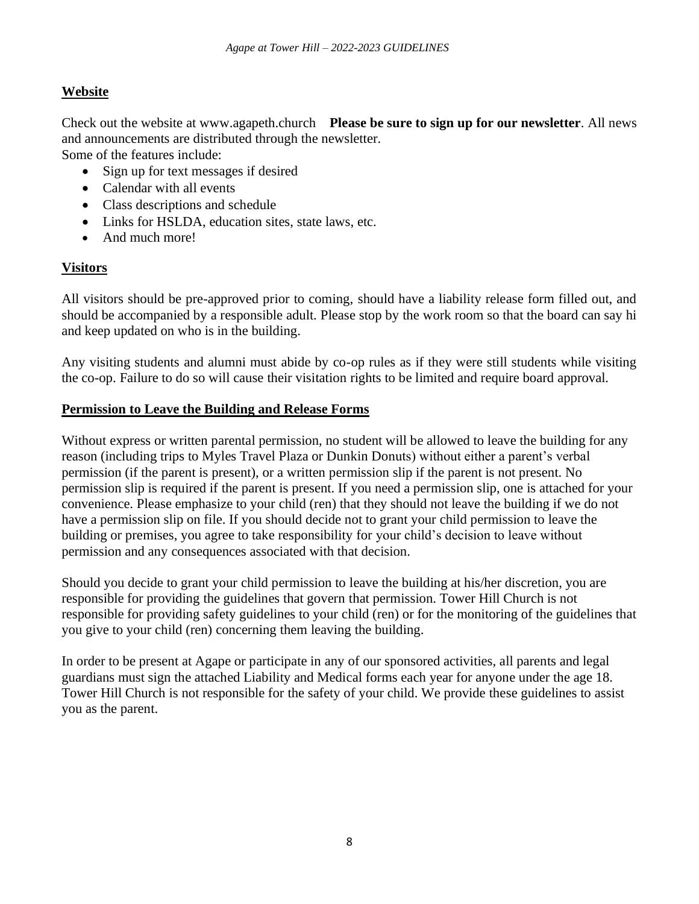## Website

Check out the website at www.agapeth.church **Please be sure to sign up for our newsletter**. All news and announcements are distributed through the newsletter.

Some of the features include:

- Sign up for text messages if desired
- Calendar with all events
- Class descriptions and schedule
- Links for HSLDA, education sites, state laws, etc.
- And much more!

## Visitors

All visitors should be pre-approved prior to coming, should have a liability release form filled out, and should be accompanied by a responsible adult. Please stop by the work room so that the board can say hi and keep updated on who is in the building.

Any visiting students and alumni must abide by co-op rules as if they were still students while visiting the co-op. Failure to do so will cause their visitation rights to be limited and require board approval.

## Permission to Leave the Building and Release Forms

Without express or written parental permission, no student will be allowed to leave the building for any reason (including trips to Myles Travel Plaza or Dunkin Donuts) without either a parent's verbal permission (if the parent is present), or a written permission slip if the parent is not present. No permission slip is required if the parent is present. If you need a permission slip, one is attached for your convenience. Please emphasize to your child (ren) that they should not leave the building if we do not have a permission slip on file. If you should decide not to grant your child permission to leave the building or premises, you agree to take responsibility for your child's decision to leave without permission and any consequences associated with that decision.

Should you decide to grant your child permission to leave the building at his/her discretion, you are responsible for providing the guidelines that govern that permission. Tower Hill Church is not responsible for providing safety guidelines to your child (ren) or for the monitoring of the guidelines that you give to your child (ren) concerning them leaving the building.

In order to be present at Agape or participate in any of our sponsored activities, all parents and legal guardians must sign the attached Liability and Medical forms each year for anyone under the age 18. Tower Hill Church is not responsible for the safety of your child. We provide these guidelines to assist you as the parent.